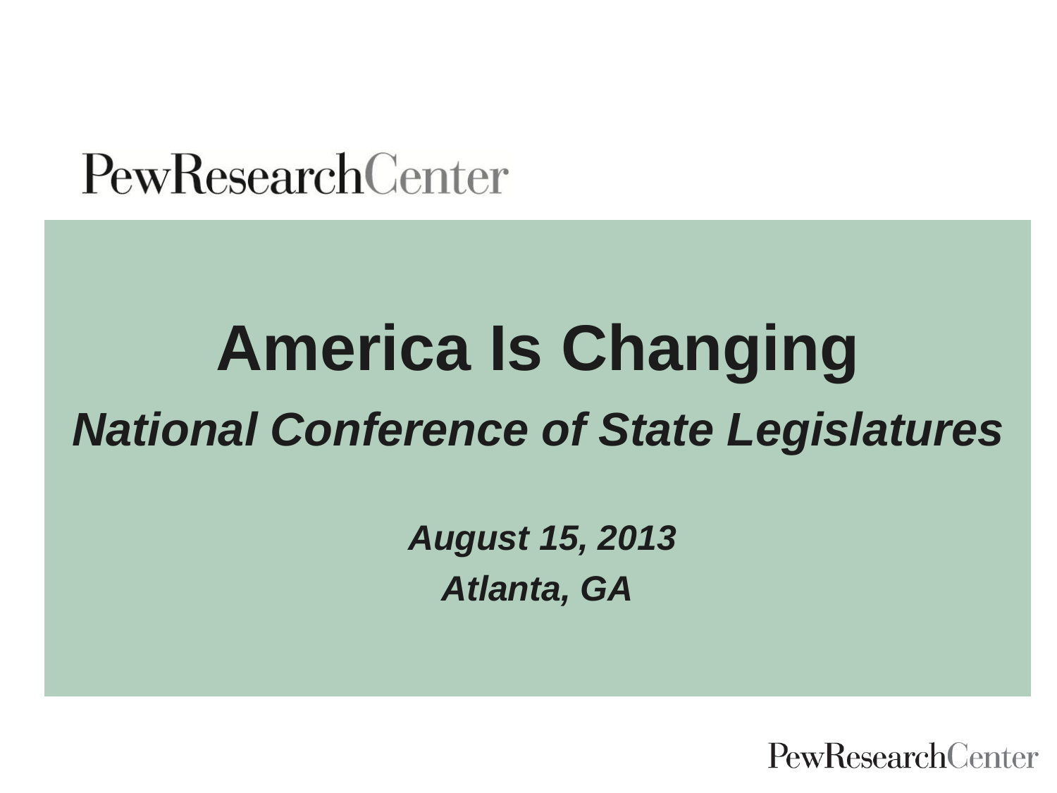PewResearchCenter

# America Is Changing

## *National Conference of State Legislatures*

***August 15, 2013***

***Atlanta, GA***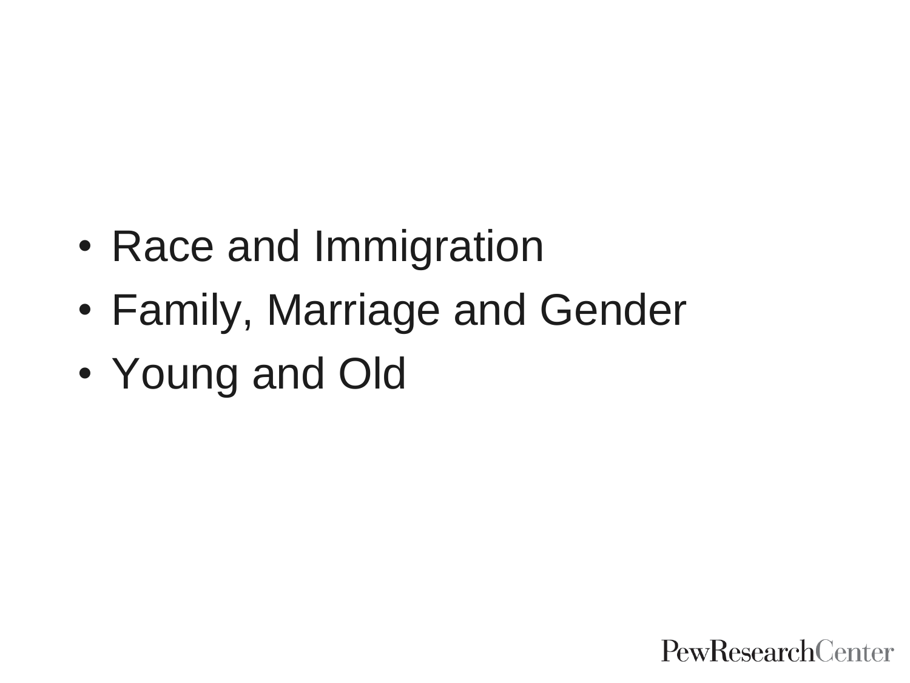- Race and Immigration
- Family, Marriage and Gender
- Young and Old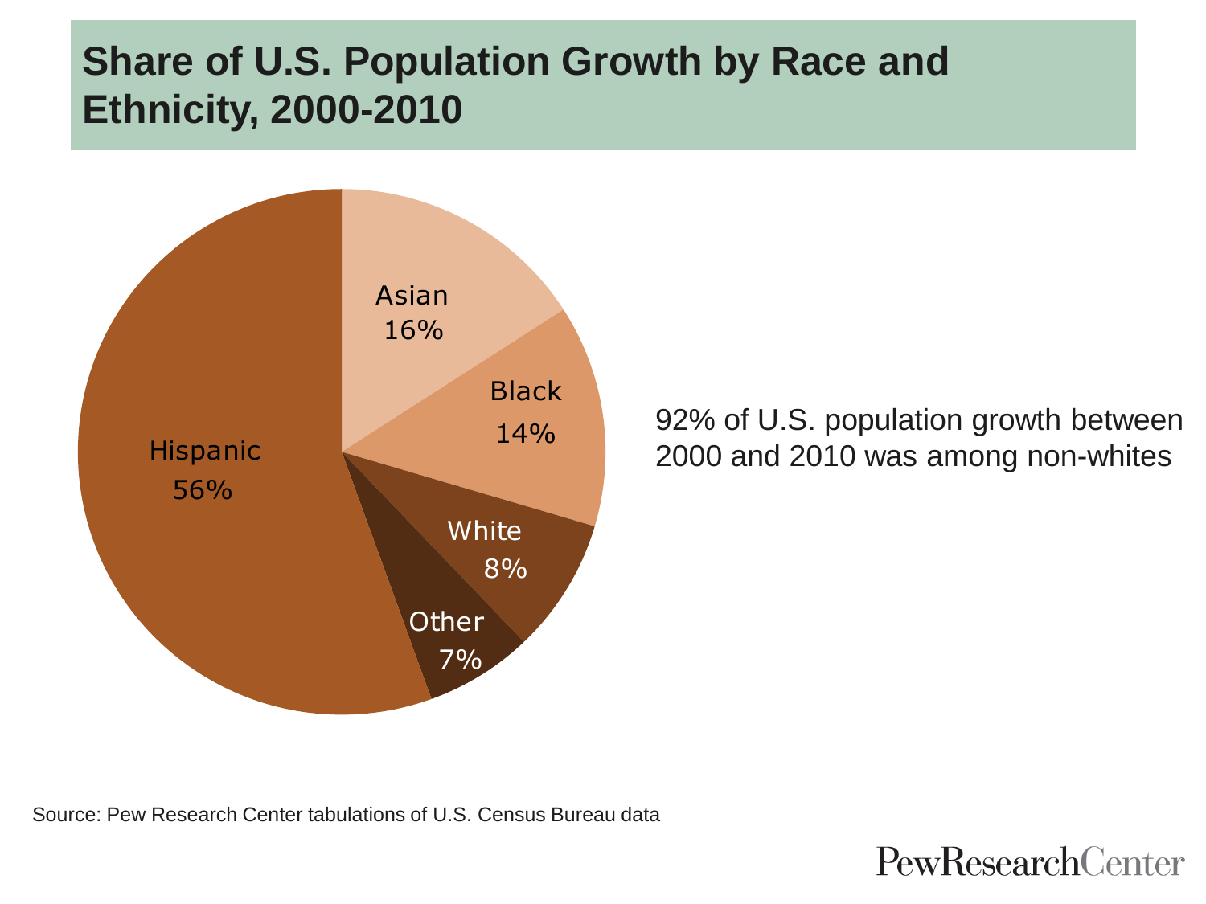# Share of U.S. Population Growth by Race and Ethnicity, 2000-2010

| Race/Ethnicity | Share |
|---|---|
| Hispanic | 56% |
| Asian | 16% |
| Black | 14% |
| White | 8% |
| Other | 7% |

92% of U.S. population growth between 2000 and 2010 was among non-whites

Source: Pew Research Center tabulations of U.S. Census Bureau data

PewResearchCenter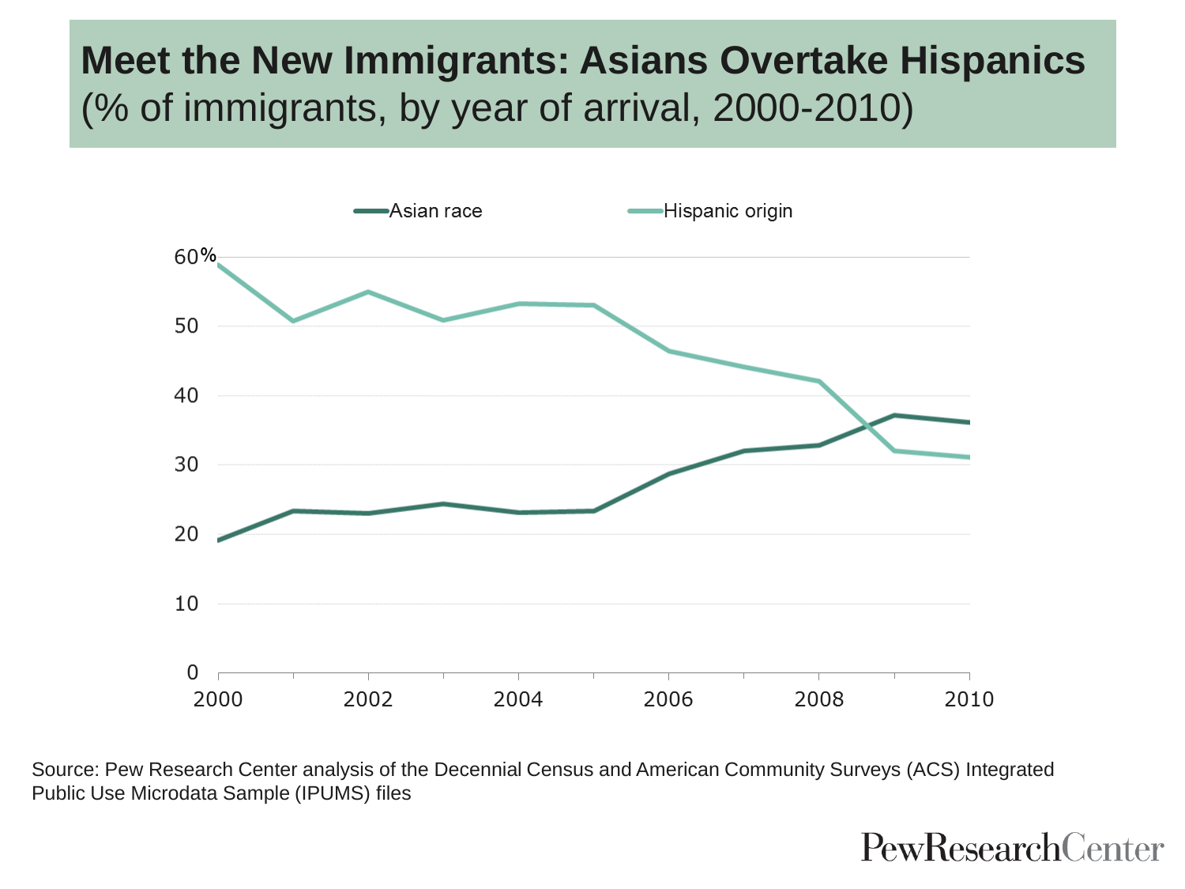# Meet the New Immigrants: Asians Overtake Hispanics

(% of immigrants, by year of arrival, 2000-2010)

Asian race — Hispanic origin

Source: Pew Research Center analysis of the Decennial Census and American Community Surveys (ACS) Integrated Public Use Microdata Sample (IPUMS) files

PewResearchCenter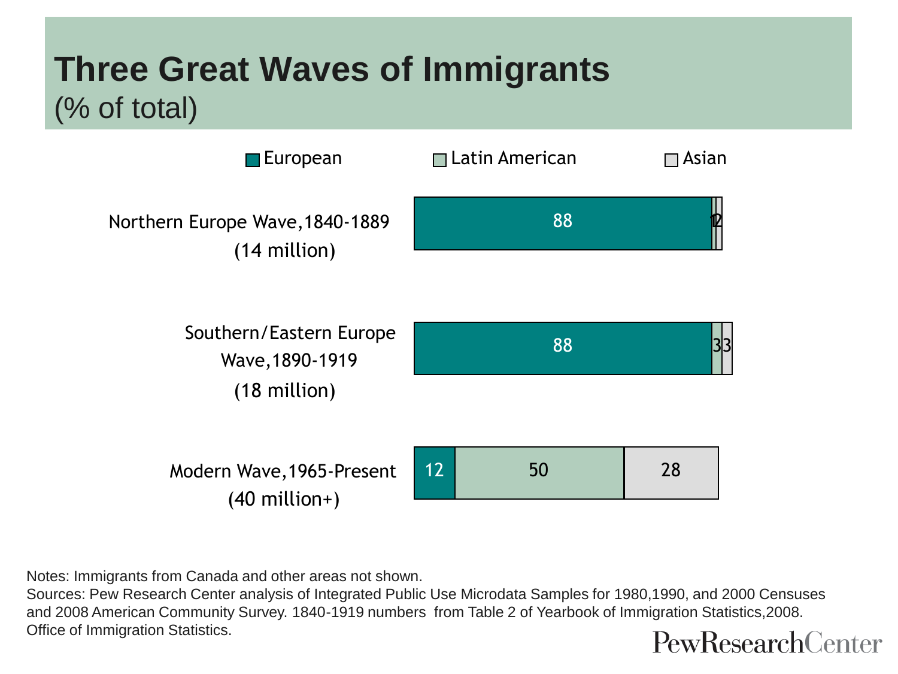# Three Great Waves of Immigrants

(% of total)

| | European | Latin American | Asian |
|---|---|---|---|
| Northern Europe Wave, 1840-1889 (14 million) | 88 | 1 | 2 |
| Southern/Eastern Europe Wave, 1890-1919 (18 million) | 88 | 3 | 3 |
| Modern Wave, 1965-Present (40 million+) | 12 | 50 | 28 |

Notes: Immigrants from Canada and other areas not shown.

Sources: Pew Research Center analysis of Integrated Public Use Microdata Samples for 1980,1990, and 2000 Censuses and 2008 American Community Survey. 1840-1919 numbers from Table 2 of Yearbook of Immigration Statistics,2008. Office of Immigration Statistics.

PewResearchCenter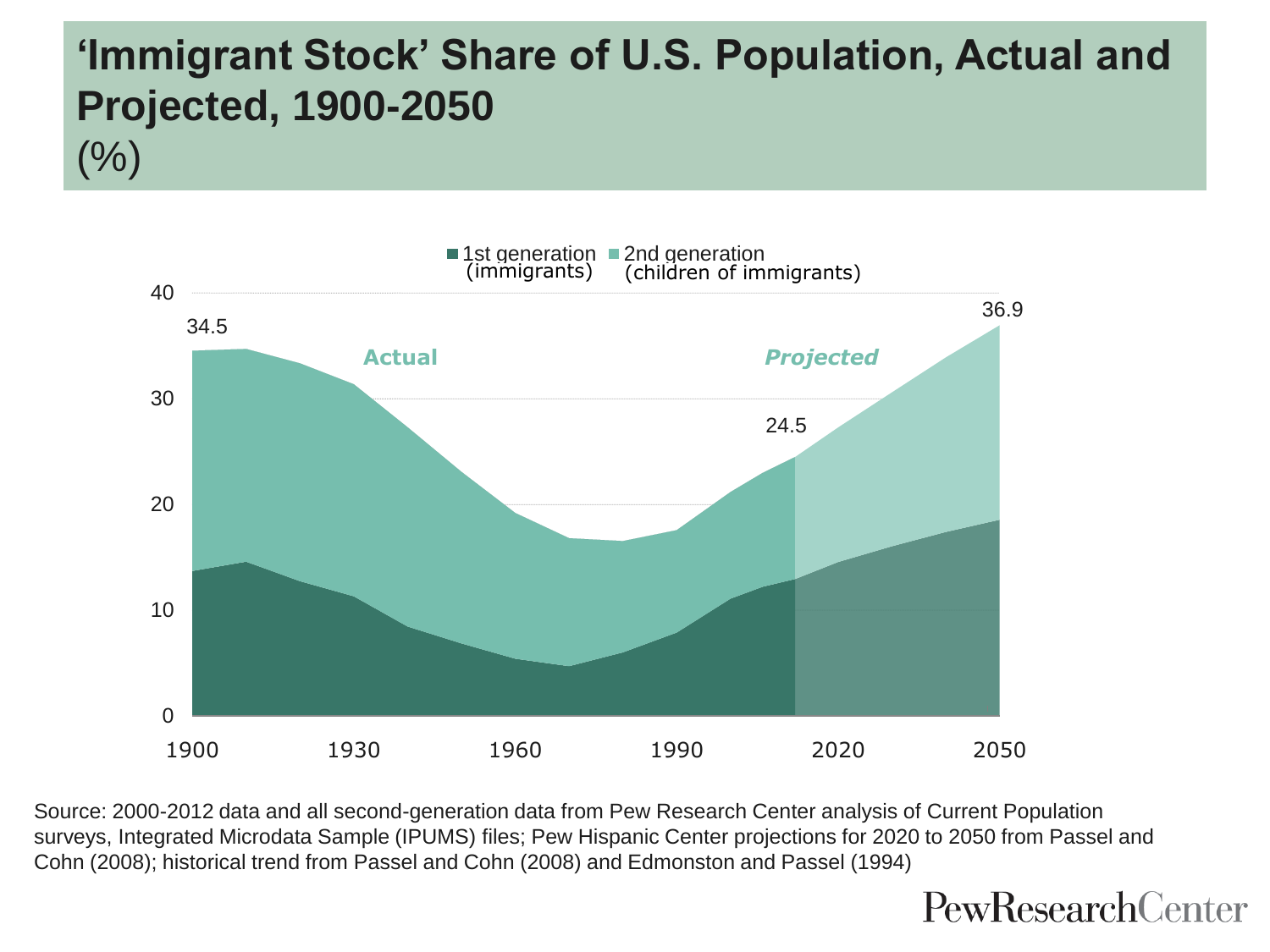# 'Immigrant Stock' Share of U.S. Population, Actual and Projected, 1900-2050

(%)

Source: 2000-2012 data and all second-generation data from Pew Research Center analysis of Current Population surveys, Integrated Microdata Sample (IPUMS) files; Pew Hispanic Center projections for 2020 to 2050 from Passel and Cohn (2008); historical trend from Passel and Cohn (2008) and Edmonston and Passel (1994)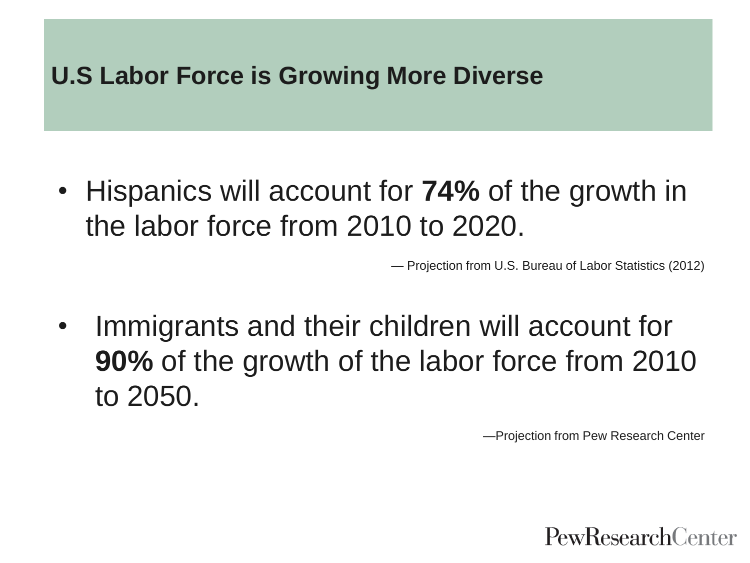# U.S Labor Force is Growing More Diverse

- Hispanics will account for **74%** of the growth in the labor force from 2010 to 2020.

— Projection from U.S. Bureau of Labor Statistics (2012)

- Immigrants and their children will account for **90%** of the growth of the labor force from 2010 to 2050.

—Projection from Pew Research Center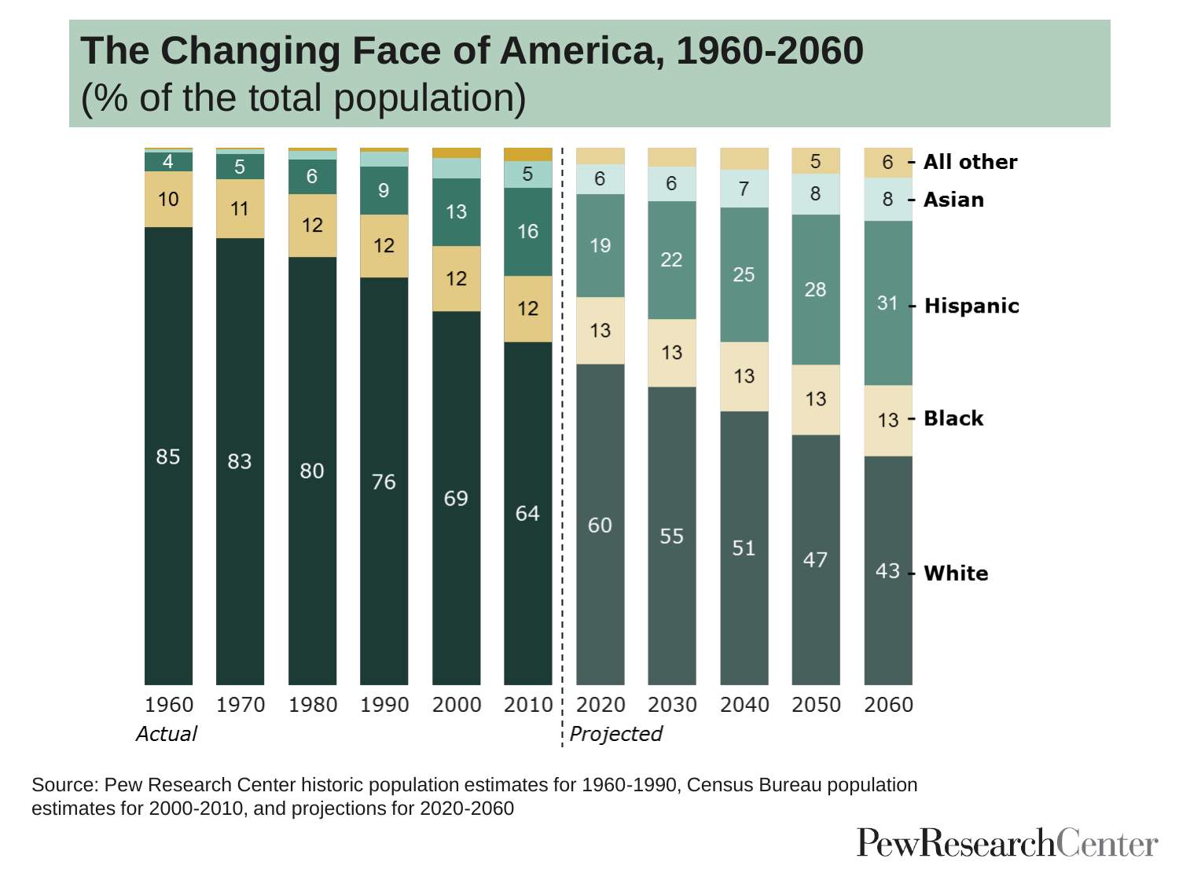# The Changing Face of America, 1960-2060

(% of the total population)

| Year | White | Black | Hispanic | Asian | All other |
|---|---|---|---|---|---|
| 1960 | 85 | 10 | 4 | | |
| 1970 | 83 | 11 | 5 | | |
| 1980 | 80 | 12 | 6 | | |
| 1990 | 76 | 12 | 9 | | |
| 2000 | 69 | 12 | 13 | | |
| 2010 | 64 | 12 | 16 | 5 | |
| 2020 | 60 | 13 | 19 | 6 | |
| 2030 | 55 | 13 | 22 | 6 | |
| 2040 | 51 | 13 | 25 | 7 | |
| 2050 | 47 | 13 | 28 | 8 | 5 |
| 2060 | 43 | 13 | 31 | 8 | 6 |

*Actual*: 1960–2010; *Projected*: 2020–2060

Source: Pew Research Center historic population estimates for 1960-1990, Census Bureau population estimates for 2000-2010, and projections for 2020-2060

PewResearchCenter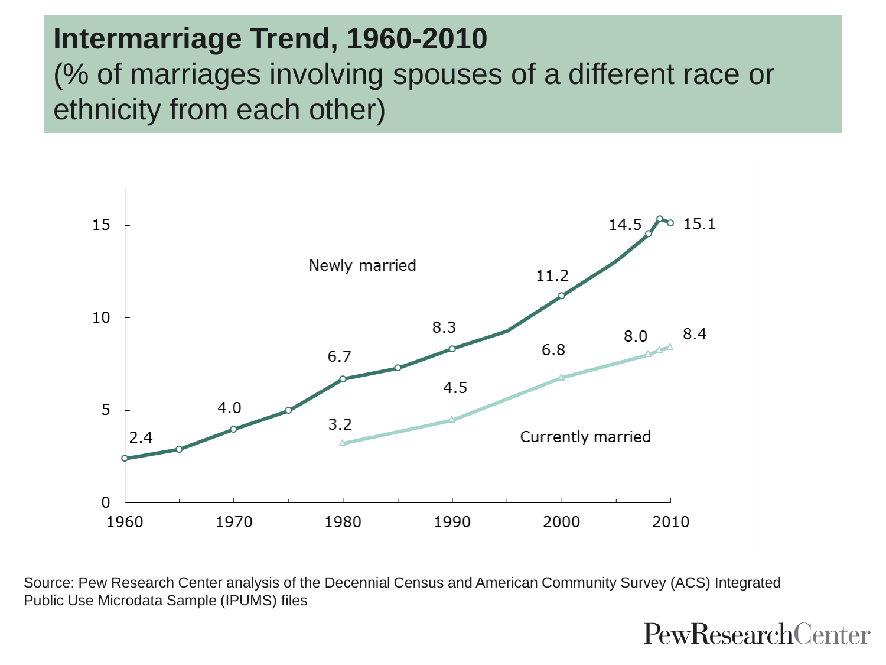# Intermarriage Trend, 1960-2010

(% of marriages involving spouses of a different race or ethnicity from each other)

| Year | Newly married | Currently married |
| --- | --- | --- |
| 1960 | 2.4 | |
| 1970 | 4.0 | |
| 1980 | 6.7 | 3.2 |
| 1990 | 8.3 | 4.5 |
| 2000 | 11.2 | 6.8 |
| 2008 | 14.5 | 8.0 |
| 2010 | 15.1 | 8.4 |

Source: Pew Research Center analysis of the Decennial Census and American Community Survey (ACS) Integrated Public Use Microdata Sample (IPUMS) files

PewResearchCenter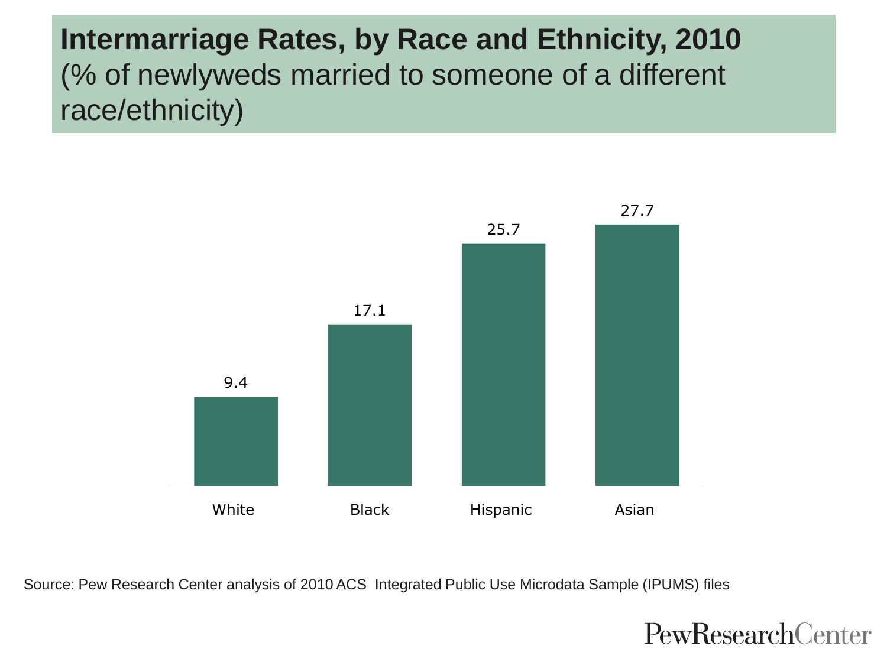# Intermarriage Rates, by Race and Ethnicity, 2010

(% of newlyweds married to someone of a different race/ethnicity)

| White | Black | Hispanic | Asian |
|---|---|---|---|
| 9.4 | 17.1 | 25.7 | 27.7 |

Source: Pew Research Center analysis of 2010 ACS Integrated Public Use Microdata Sample (IPUMS) files

PewResearchCenter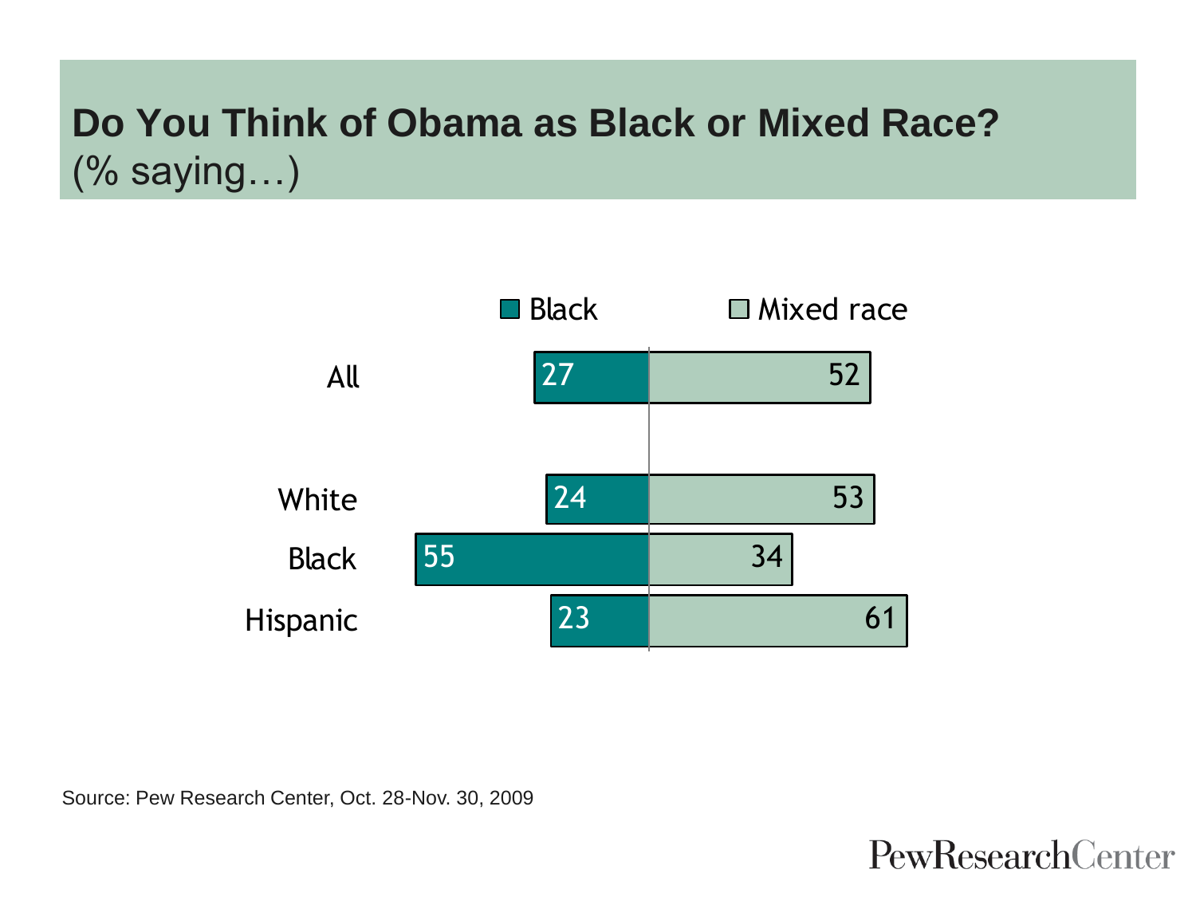## Do You Think of Obama as Black or Mixed Race?

(% saying…)

|  | Black | Mixed race |
|---|---|---|
| All | 27 | 52 |
| White | 24 | 53 |
| Black | 55 | 34 |
| Hispanic | 23 | 61 |

Source: Pew Research Center, Oct. 28-Nov. 30, 2009

PewResearchCenter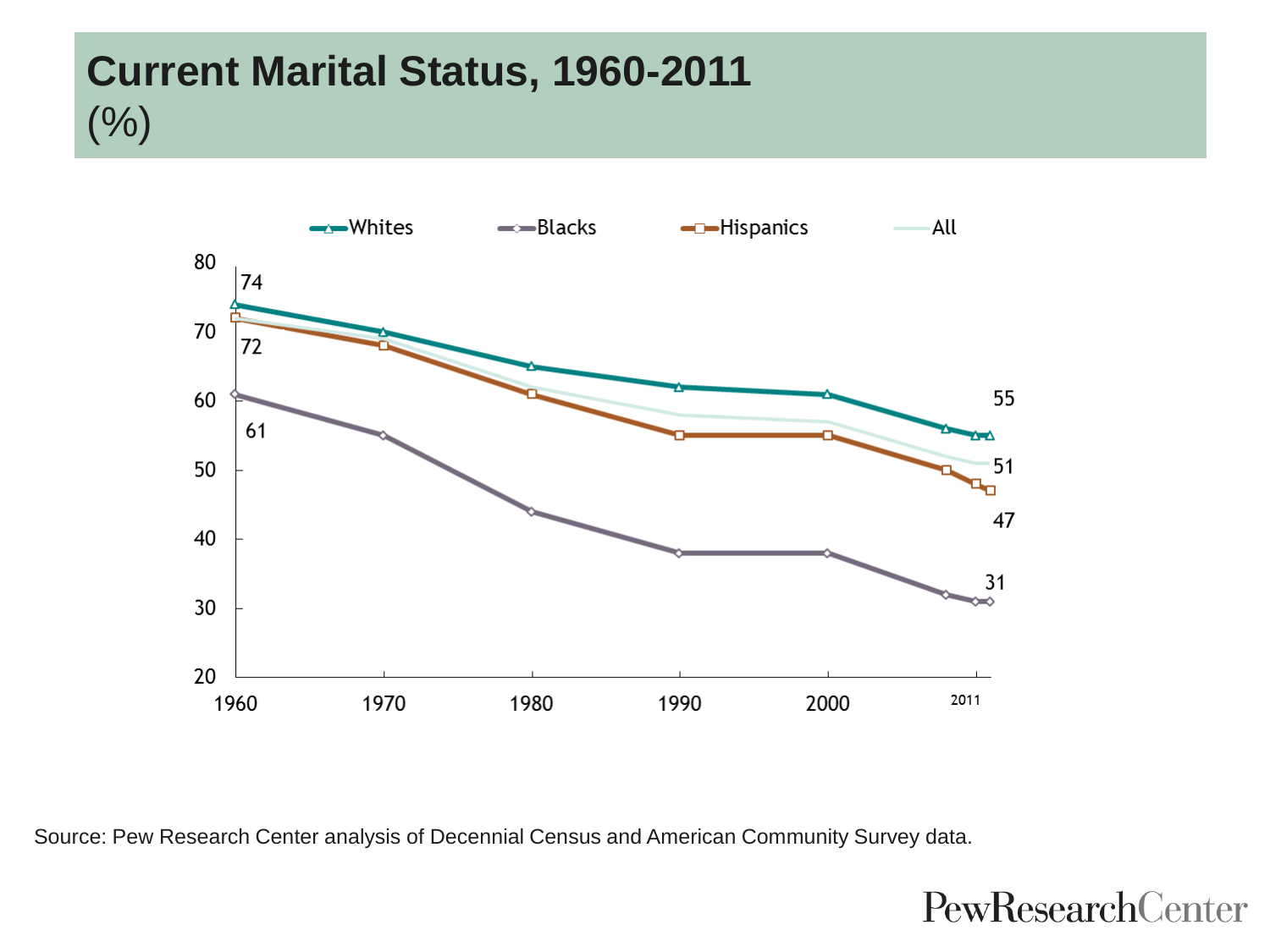# Current Marital Status, 1960-2011

(%)

Whites, Blacks, Hispanics, All

| Year | Whites | Blacks | Hispanics | All |
|---|---|---|---|---|
| 1960 | 74 | 61 | 72 | |
| 2011 | 55 | 31 | 47 | 51 |

Source: Pew Research Center analysis of Decennial Census and American Community Survey data.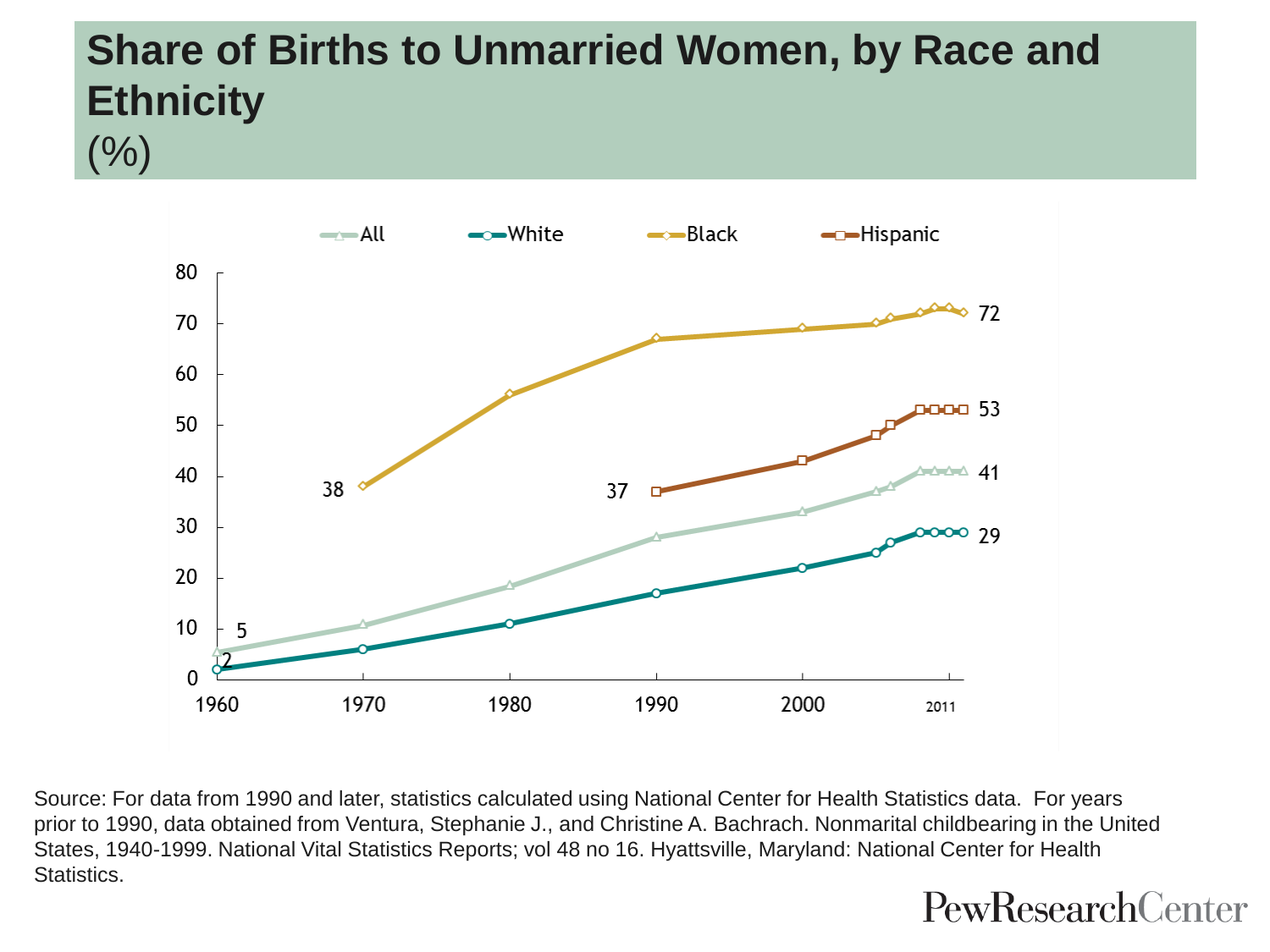# Share of Births to Unmarried Women, by Race and Ethnicity

(%)

Legend: All, White, Black, Hispanic

| Year | All | White | Black | Hispanic |
|---|---|---|---|---|
| 1960 | 5 | 2 | | |
| 1970 | | | 38 | |
| 1990 | | | | 37 |
| 2011 | 41 | 29 | 72 | 53 |

Source: For data from 1990 and later, statistics calculated using National Center for Health Statistics data. For years prior to 1990, data obtained from Ventura, Stephanie J., and Christine A. Bachrach. Nonmarital childbearing in the United States, 1940-1999. National Vital Statistics Reports; vol 48 no 16. Hyattsville, Maryland: National Center for Health Statistics.

PewResearchCenter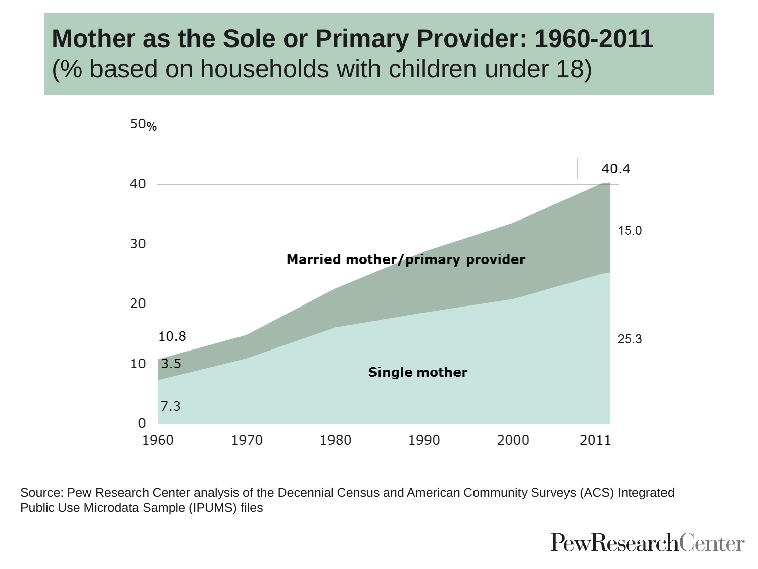# Mother as the Sole or Primary Provider: 1960-2011

(% based on households with children under 18)

| Year | Single mother | Married mother/primary provider | Total |
|---|---|---|---|
| 1960 | 7.3 | 3.5 | 10.8 |
| 2011 | 25.3 | 15.0 | 40.4 |

Source: Pew Research Center analysis of the Decennial Census and American Community Surveys (ACS) Integrated Public Use Microdata Sample (IPUMS) files

PewResearchCenter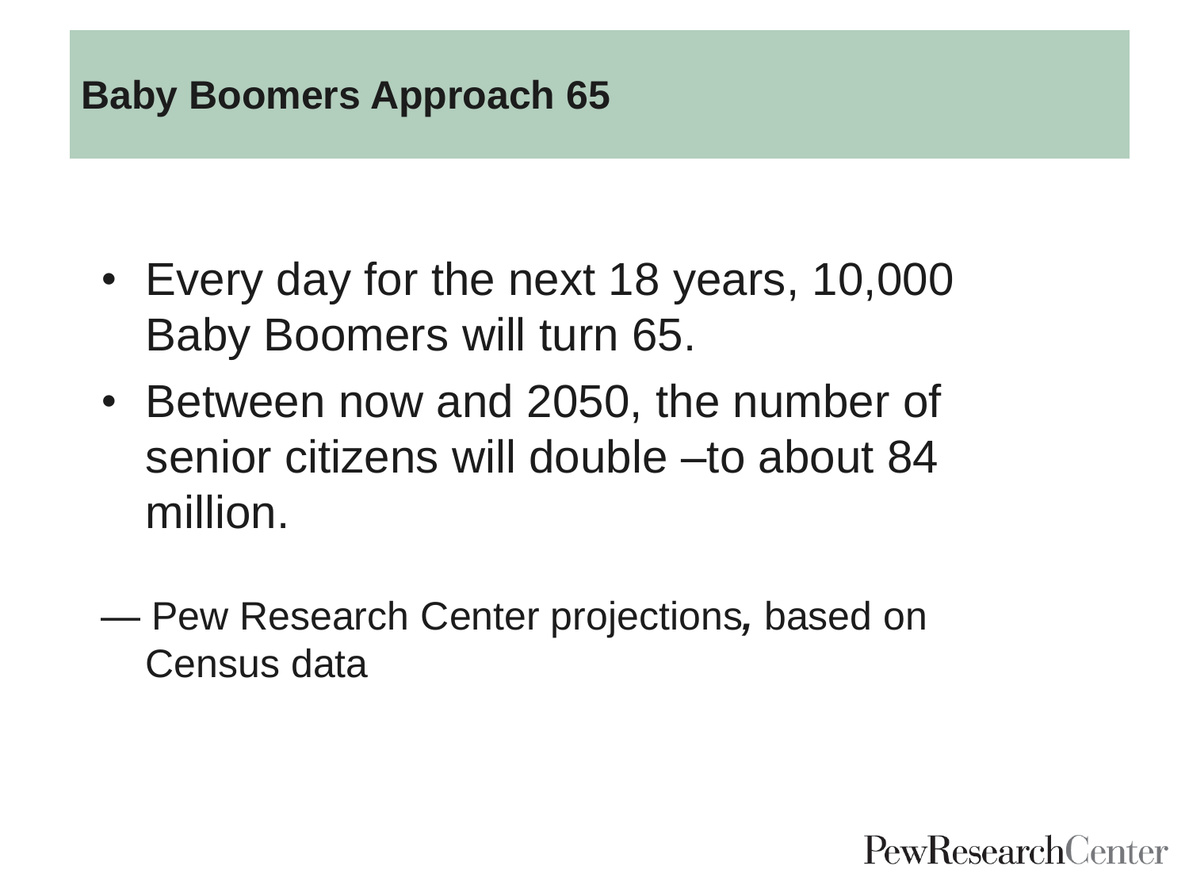## Baby Boomers Approach 65

- Every day for the next 18 years, 10,000 Baby Boomers will turn 65.
- Between now and 2050, the number of senior citizens will double –to about 84 million.

— Pew Research Center projections*,* based on Census data

PewResearchCenter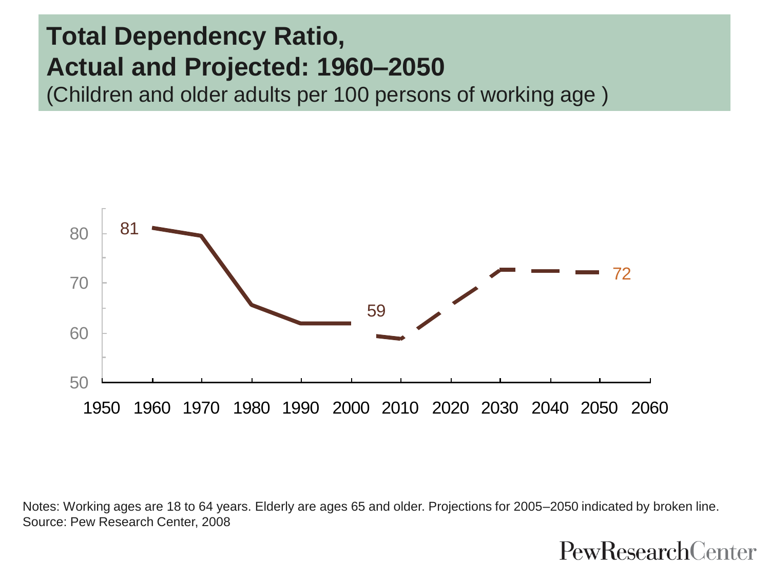## Total Dependency Ratio, Actual and Projected: 1960–2050

(Children and older adults per 100 persons of working age )

Notes: Working ages are 18 to 64 years. Elderly are ages 65 and older. Projections for 2005–2050 indicated by broken line.
Source: Pew Research Center, 2008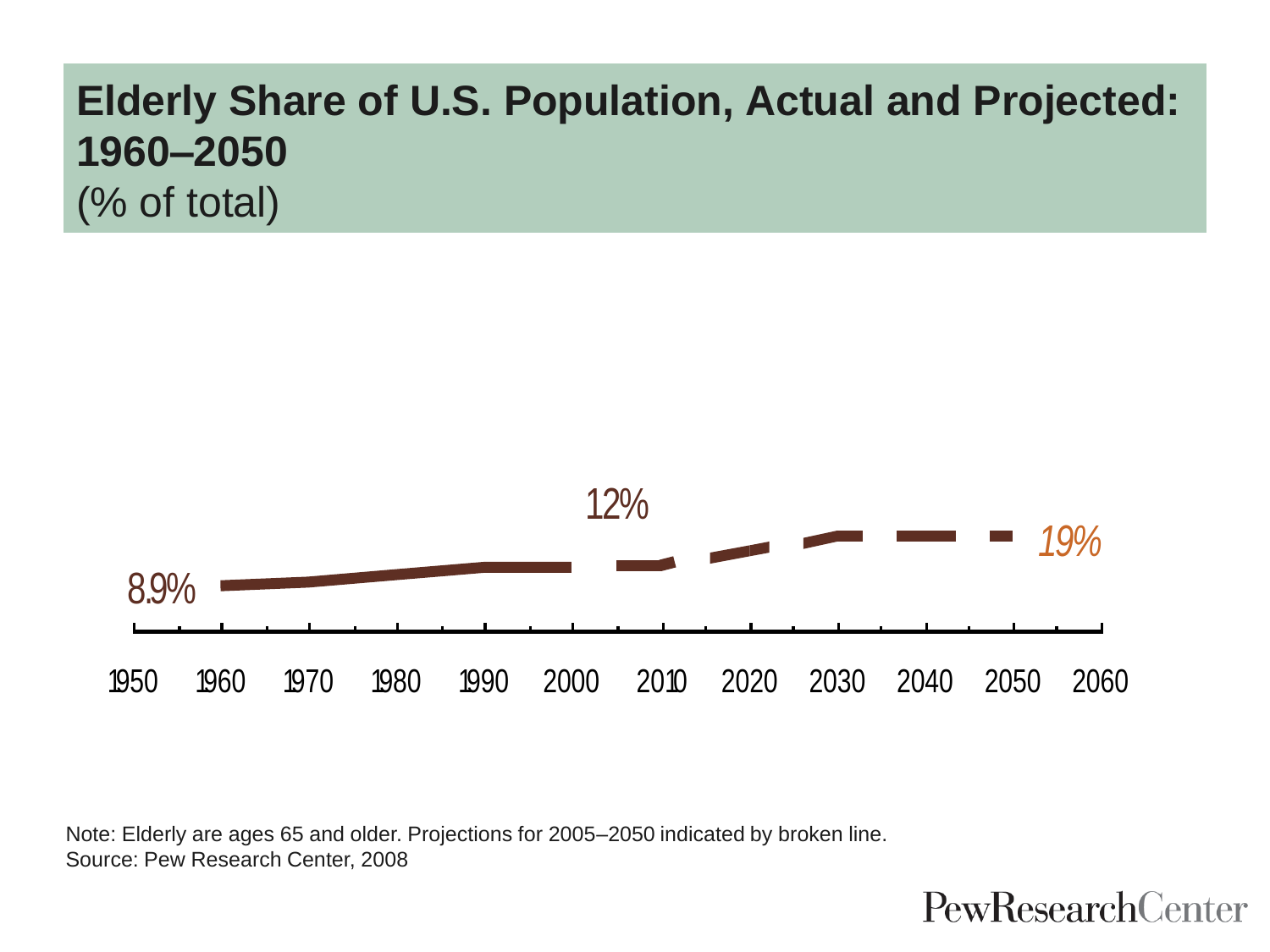## Elderly Share of U.S. Population, Actual and Projected: 1960–2050

(% of total)

8.9%

12%

*19%*

1950 1960 1970 1980 1990 2000 2010 2020 2030 2040 2050 2060

Note: Elderly are ages 65 and older. Projections for 2005–2050 indicated by broken line.
Source: Pew Research Center, 2008

PewResearchCenter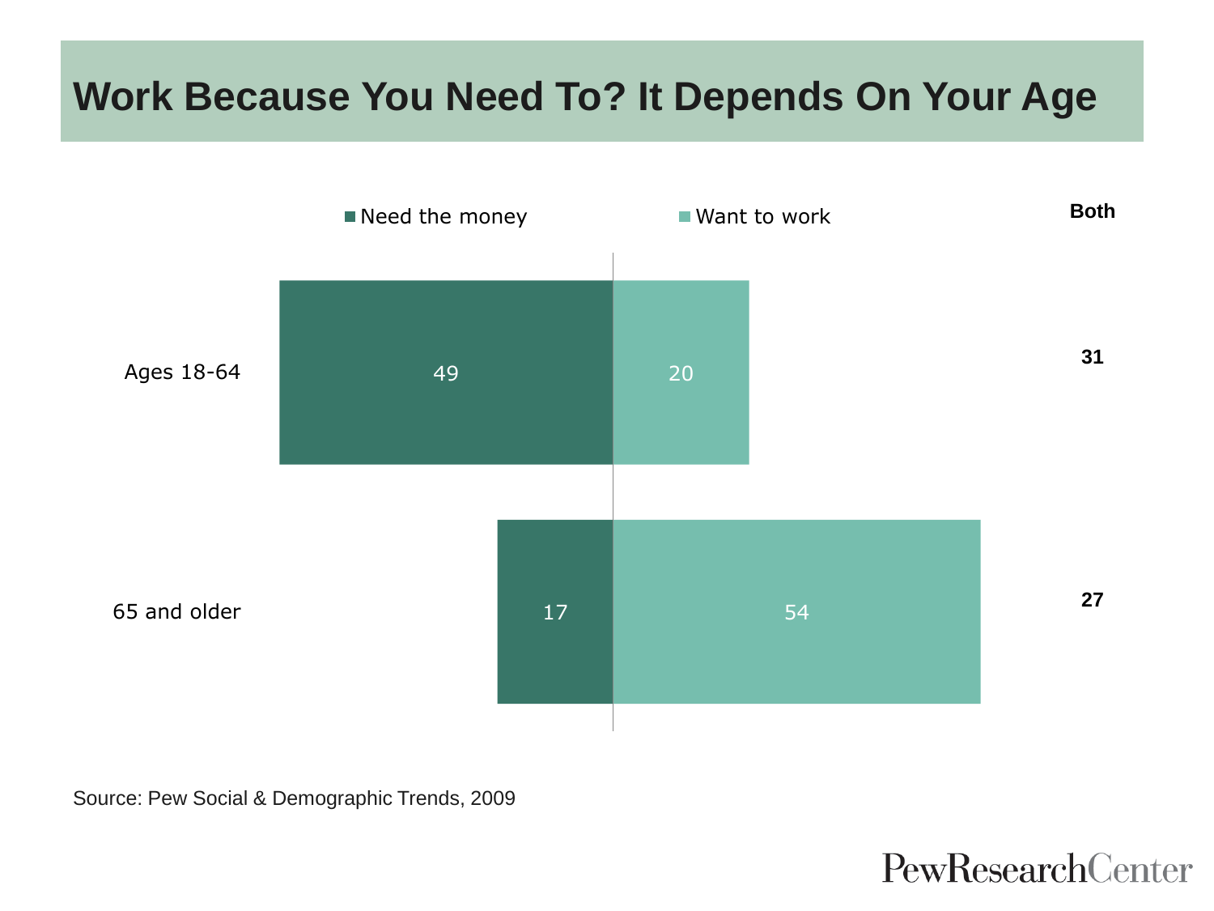# Work Because You Need To? It Depends On Your Age

| | Need the money | Want to work | Both |
|---|---|---|---|
| Ages 18-64 | 49 | 20 | 31 |
| 65 and older | 17 | 54 | 27 |

Source: Pew Social & Demographic Trends, 2009

PewResearchCenter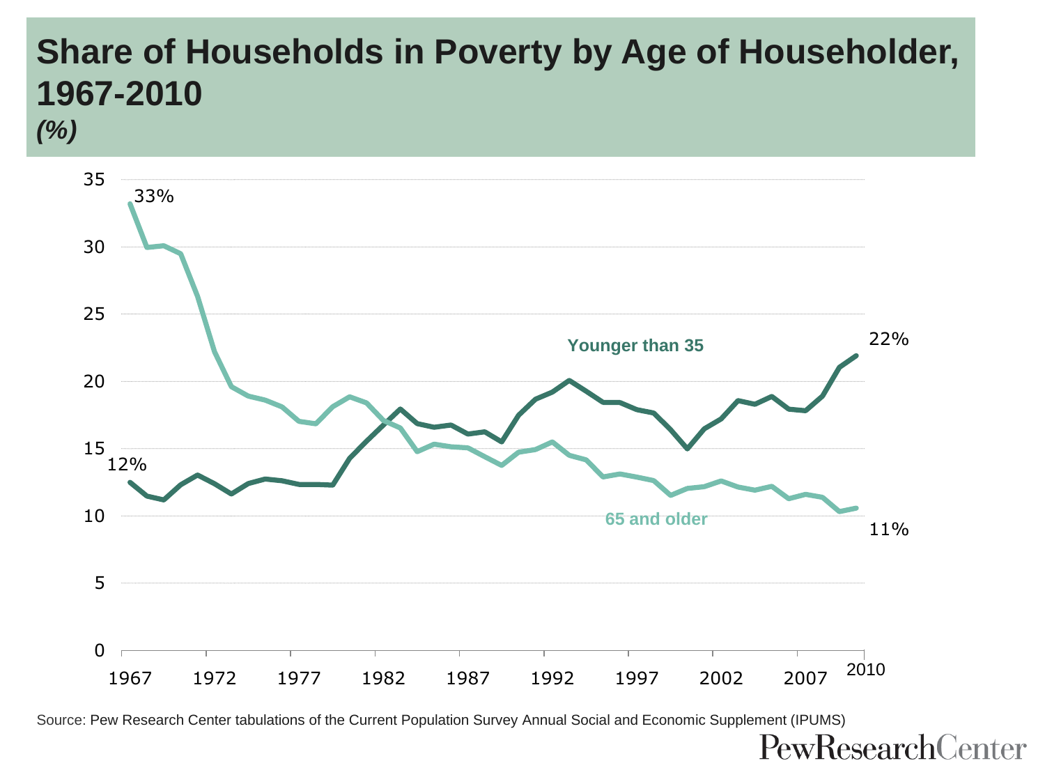# Share of Households in Poverty by Age of Householder, 1967-2010

*(%)*

Source: Pew Research Center tabulations of the Current Population Survey Annual Social and Economic Supplement (IPUMS)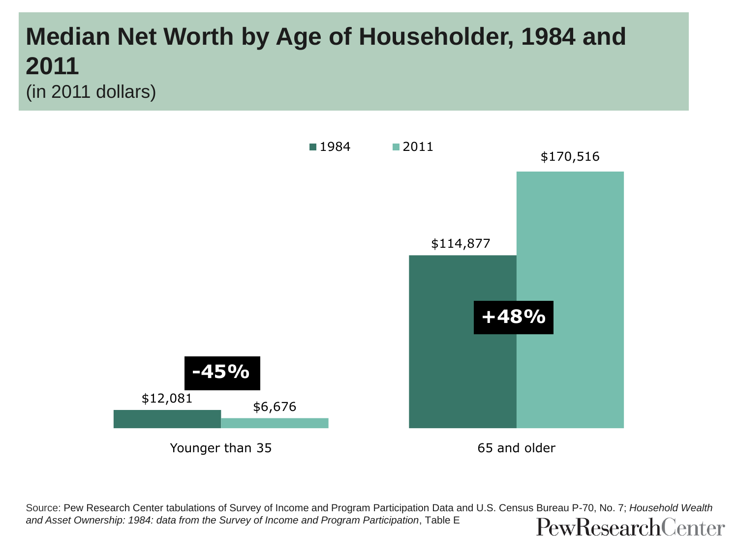# Median Net Worth by Age of Householder, 1984 and 2011

(in 2011 dollars)

| | 1984 | 2011 | Change |
|---|---|---|---|
| Younger than 35 | $12,081 | $6,676 | -45% |
| 65 and older | $114,877 | $170,516 | +48% |

Source: Pew Research Center tabulations of Survey of Income and Program Participation Data and U.S. Census Bureau P-70, No. 7; *Household Wealth and Asset Ownership: 1984: data from the Survey of Income and Program Participation*, Table E

PewResearchCenter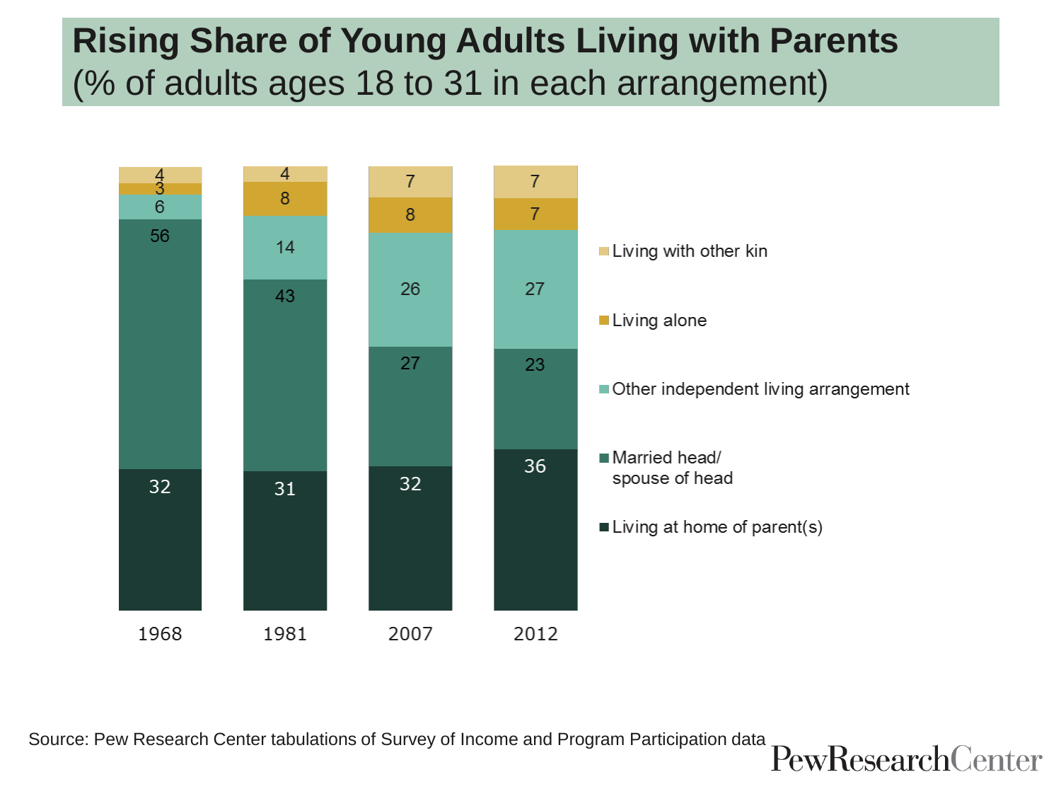# Rising Share of Young Adults Living with Parents

(% of adults ages 18 to 31 in each arrangement)

| | 1968 | 1981 | 2007 | 2012 |
|---|---|---|---|---|
| Living with other kin | 4 | 4 | 7 | 7 |
| Living alone | 3 | 8 | 8 | 7 |
| Other independent living arrangement | 6 | 14 | 26 | 27 |
| Married head/ spouse of head | 56 | 43 | 27 | 23 |
| Living at home of parent(s) | 32 | 31 | 32 | 36 |

Source: Pew Research Center tabulations of Survey of Income and Program Participation data

PewResearchCenter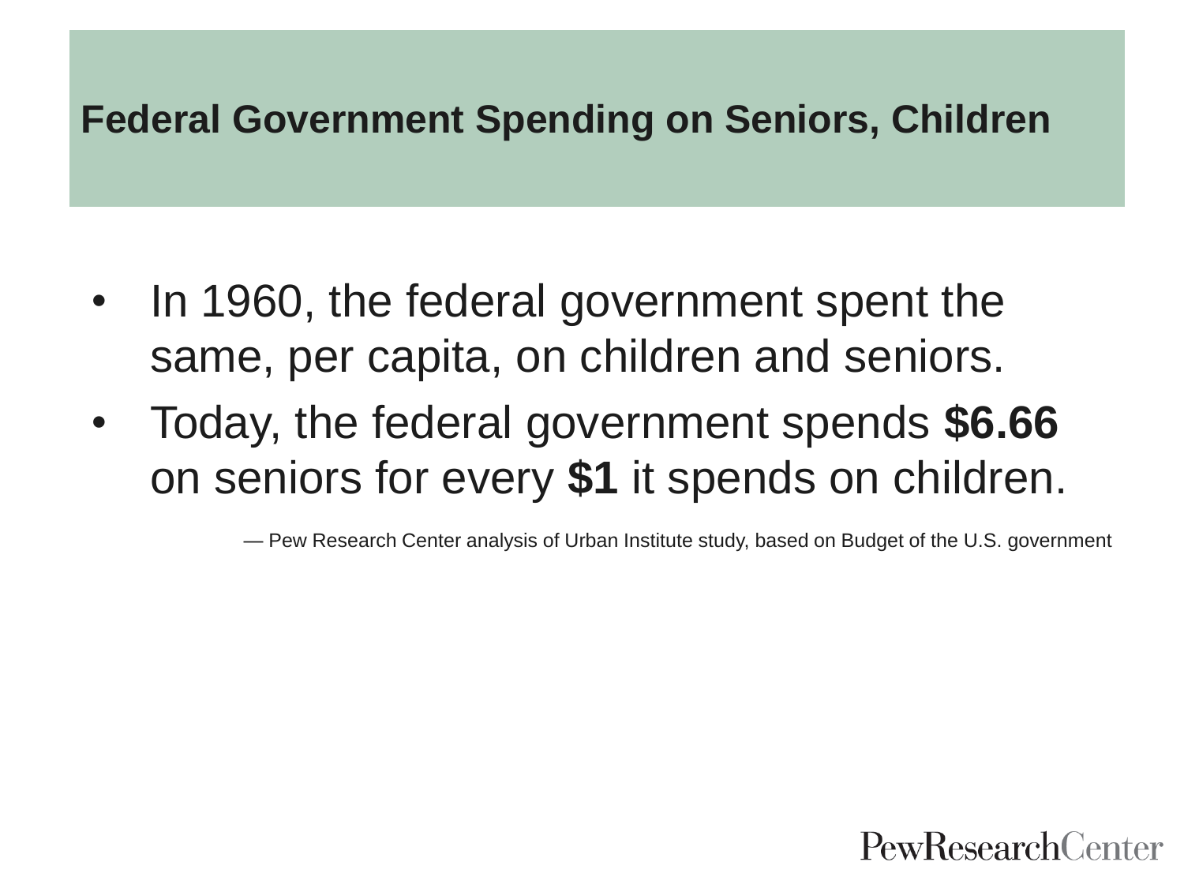# Federal Government Spending on Seniors, Children

- In 1960, the federal government spent the same, per capita, on children and seniors.
- Today, the federal government spends **$6.66** on seniors for every **$1** it spends on children.

— Pew Research Center analysis of Urban Institute study, based on Budget of the U.S. government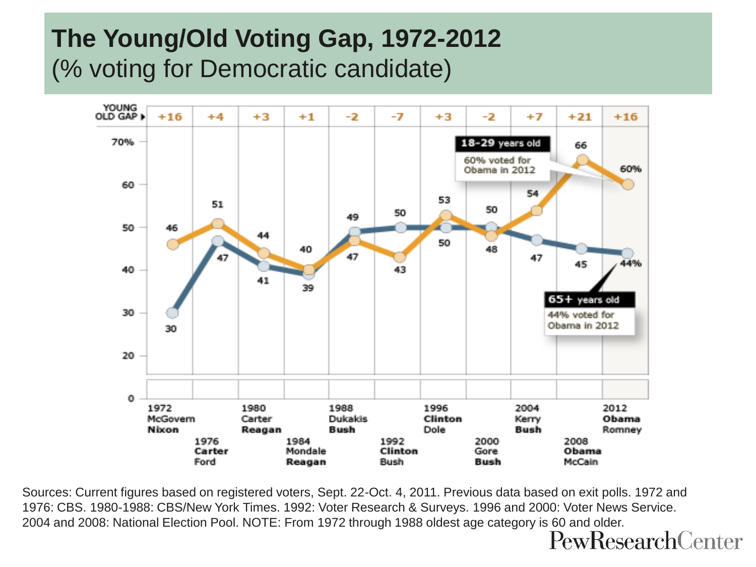# The Young/Old Voting Gap, 1972-2012

(% voting for Democratic candidate)

| Election | Young/Old Gap | 18-29 years old | 65+ years old |
|---|---|---|---|
| 1972 McGovern / **Nixon** | +16 | 46 | 30 |
| 1976 **Carter** / Ford | +4 | 51 | 47 |
| 1980 Carter / **Reagan** | +3 | 44 | 41 |
| 1984 Mondale / **Reagan** | +1 | 40 | 39 |
| 1988 Dukakis / **Bush** | -2 | 47 | 49 |
| 1992 **Clinton** / Bush | -7 | 43 | 50 |
| 1996 **Clinton** / Dole | +3 | 53 | 50 |
| 2000 Gore / **Bush** | -2 | 48 | 50 |
| 2004 Kerry / **Bush** | +7 | 54 | 47 |
| 2008 **Obama** / McCain | +21 | 66 | 45 |
| 2012 **Obama** / Romney | +16 | 60% | 44% |

18-29 years old: 60% voted for Obama in 2012

65+ years old: 44% voted for Obama in 2012

Sources: Current figures based on registered voters, Sept. 22-Oct. 4, 2011. Previous data based on exit polls. 1972 and 1976: CBS. 1980-1988: CBS/New York Times. 1992: Voter Research & Surveys. 1996 and 2000: Voter News Service. 2004 and 2008: National Election Pool. NOTE: From 1972 through 1988 oldest age category is 60 and older.

PewResearchCenter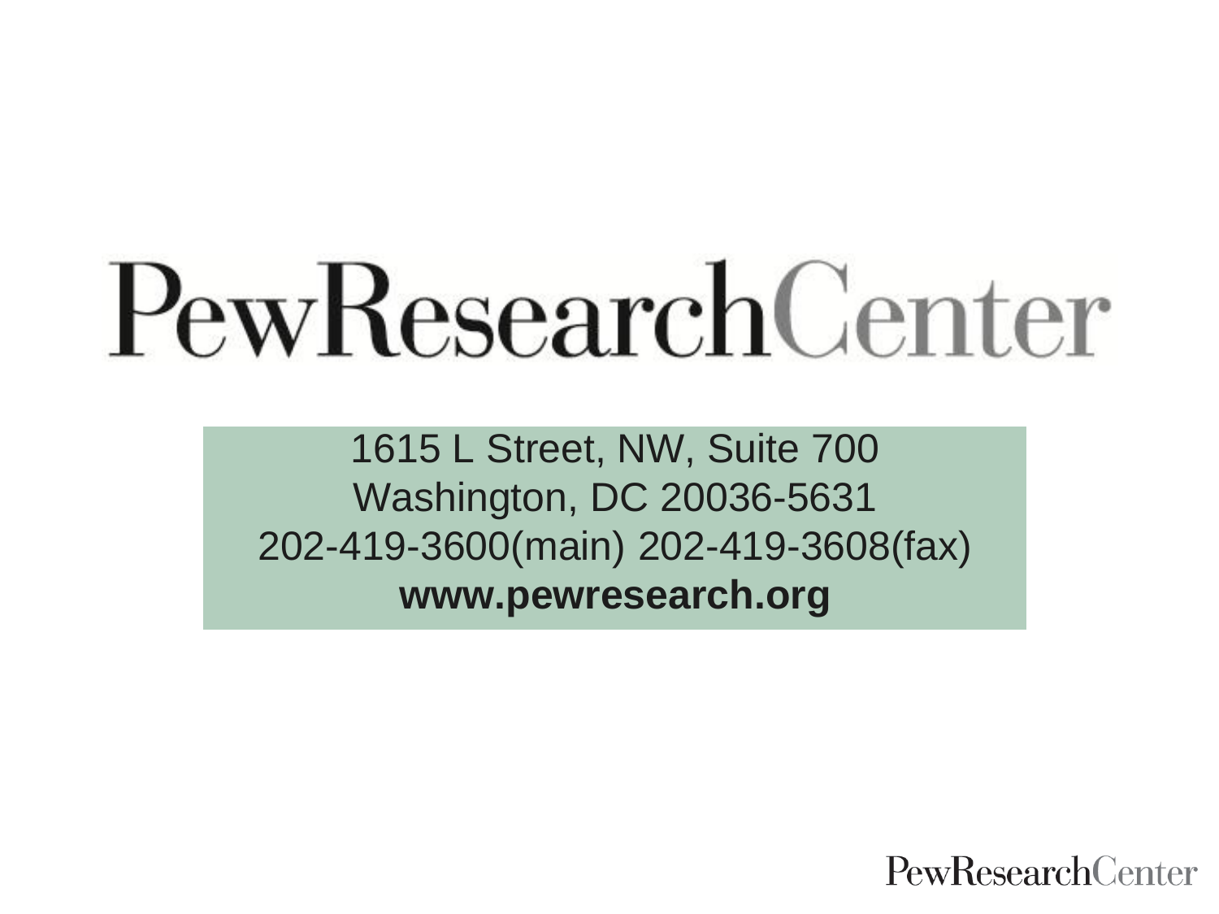# PewResearchCenter

1615 L Street, NW, Suite 700
Washington, DC 20036-5631
202-419-3600(main) 202-419-3608(fax)
**www.pewresearch.org**